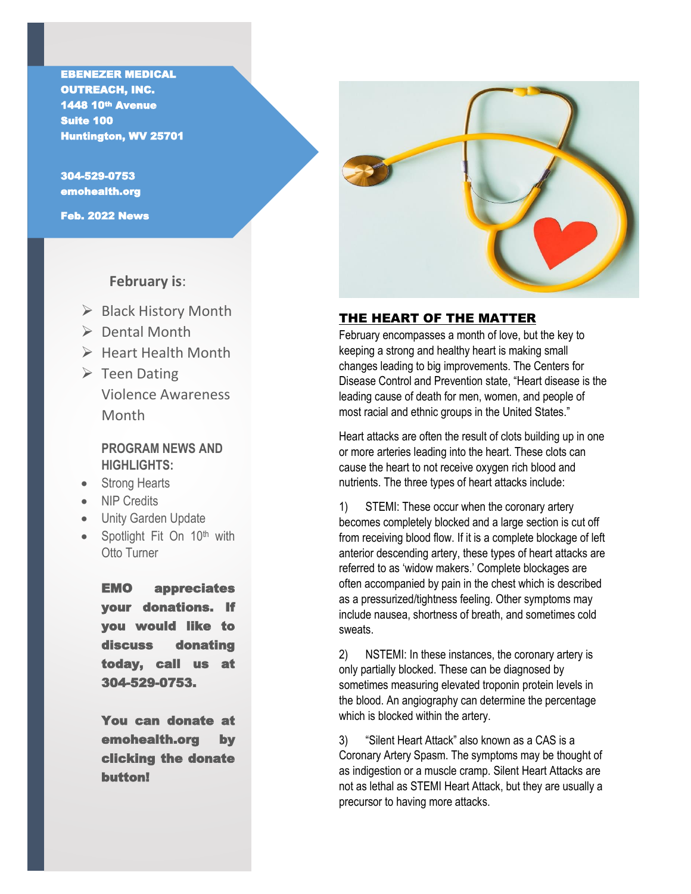**EBENEZER MEDICAL OUTREACH, INC.**
**1448 10th Avenue**
**Suite 100**
**Huntington, WV 25701**

**304-529-0753**
**emohealth.org**

**Feb. 2022 News**

**February is**:

- Black History Month
- Dental Month
- Heart Health Month
- Teen Dating Violence Awareness Month

**PROGRAM NEWS AND HIGHLIGHTS:**

- Strong Hearts
- NIP Credits
- Unity Garden Update
- Spotlight Fit On 10th with Otto Turner

**EMO appreciates your donations. If you would like to discuss donating today, call us at 304-529-0753.**

**You can donate at emohealth.org by clicking the donate button!**

## THE HEART OF THE MATTER

February encompasses a month of love, but the key to keeping a strong and healthy heart is making small changes leading to big improvements. The Centers for Disease Control and Prevention state, "Heart disease is the leading cause of death for men, women, and people of most racial and ethnic groups in the United States."

Heart attacks are often the result of clots building up in one or more arteries leading into the heart. These clots can cause the heart to not receive oxygen rich blood and nutrients. The three types of heart attacks include:

1) STEMI: These occur when the coronary artery becomes completely blocked and a large section is cut off from receiving blood flow. If it is a complete blockage of left anterior descending artery, these types of heart attacks are referred to as 'widow makers.' Complete blockages are often accompanied by pain in the chest which is described as a pressurized/tightness feeling. Other symptoms may include nausea, shortness of breath, and sometimes cold sweats.

2) NSTEMI: In these instances, the coronary artery is only partially blocked. These can be diagnosed by sometimes measuring elevated troponin protein levels in the blood. An angiography can determine the percentage which is blocked within the artery.

3) "Silent Heart Attack" also known as a CAS is a Coronary Artery Spasm. The symptoms may be thought of as indigestion or a muscle cramp. Silent Heart Attacks are not as lethal as STEMI Heart Attack, but they are usually a precursor to having more attacks.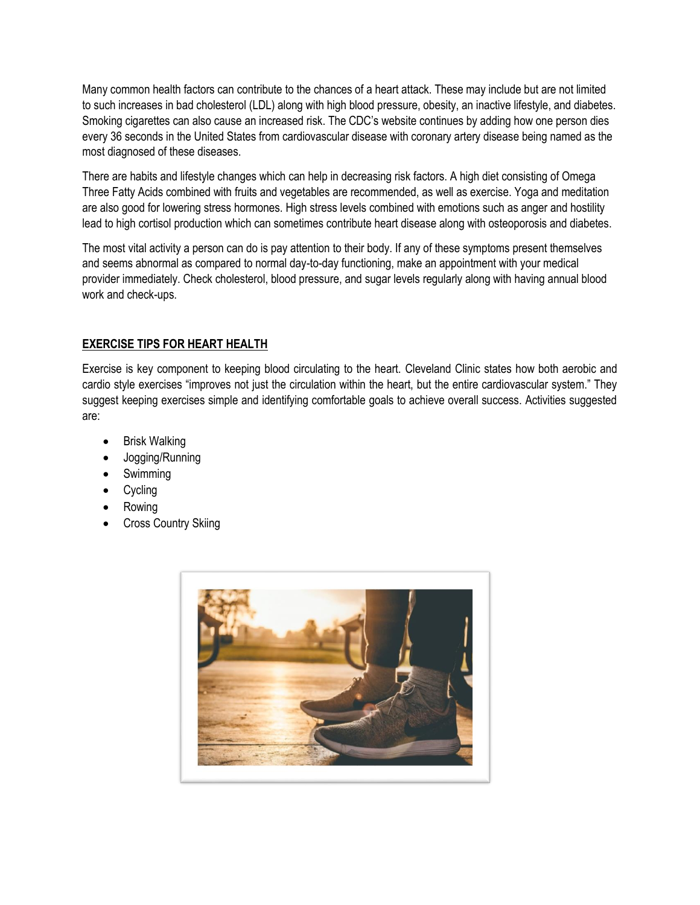Many common health factors can contribute to the chances of a heart attack. These may include but are not limited to such increases in bad cholesterol (LDL) along with high blood pressure, obesity, an inactive lifestyle, and diabetes. Smoking cigarettes can also cause an increased risk. The CDC's website continues by adding how one person dies every 36 seconds in the United States from cardiovascular disease with coronary artery disease being named as the most diagnosed of these diseases.

There are habits and lifestyle changes which can help in decreasing risk factors. A high diet consisting of Omega Three Fatty Acids combined with fruits and vegetables are recommended, as well as exercise. Yoga and meditation are also good for lowering stress hormones. High stress levels combined with emotions such as anger and hostility lead to high cortisol production which can sometimes contribute heart disease along with osteoporosis and diabetes.

The most vital activity a person can do is pay attention to their body. If any of these symptoms present themselves and seems abnormal as compared to normal day-to-day functioning, make an appointment with your medical provider immediately. Check cholesterol, blood pressure, and sugar levels regularly along with having annual blood work and check-ups.

## EXERCISE TIPS FOR HEART HEALTH

Exercise is key component to keeping blood circulating to the heart. Cleveland Clinic states how both aerobic and cardio style exercises "improves not just the circulation within the heart, but the entire cardiovascular system." They suggest keeping exercises simple and identifying comfortable goals to achieve overall success. Activities suggested are:

- Brisk Walking
- Jogging/Running
- Swimming
- Cycling
- Rowing
- Cross Country Skiing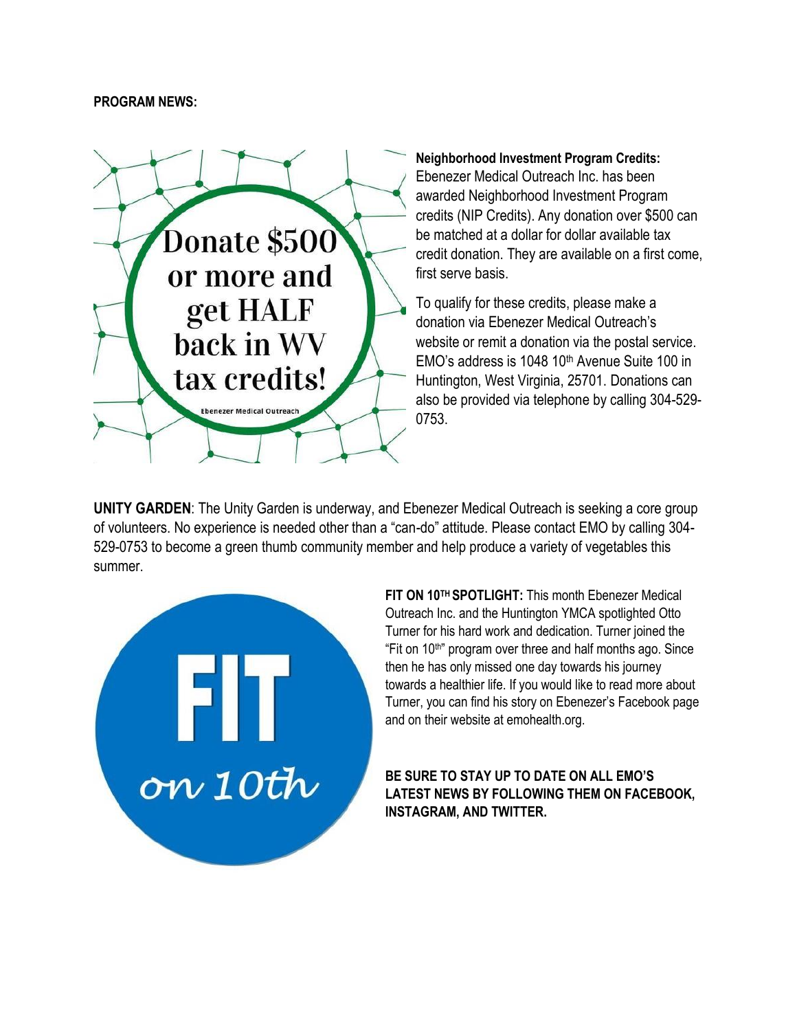**PROGRAM NEWS:**

Donate $500 or more and get HALF back in WV tax credits!

Ebenezer Medical Outreach

**Neighborhood Investment Program Credits:** Ebenezer Medical Outreach Inc. has been awarded Neighborhood Investment Program credits (NIP Credits). Any donation over $500 can be matched at a dollar for dollar available tax credit donation. They are available on a first come, first serve basis.

To qualify for these credits, please make a donation via Ebenezer Medical Outreach's website or remit a donation via the postal service. EMO's address is 1048 10th Avenue Suite 100 in Huntington, West Virginia, 25701. Donations can also be provided via telephone by calling 304-529-0753.

**UNITY GARDEN**: The Unity Garden is underway, and Ebenezer Medical Outreach is seeking a core group of volunteers. No experience is needed other than a "can-do" attitude. Please contact EMO by calling 304-529-0753 to become a green thumb community member and help produce a variety of vegetables this summer.

FIT on 10th

**FIT ON 10TH SPOTLIGHT:** This month Ebenezer Medical Outreach Inc. and the Huntington YMCA spotlighted Otto Turner for his hard work and dedication. Turner joined the "Fit on 10th" program over three and half months ago. Since then he has only missed one day towards his journey towards a healthier life. If you would like to read more about Turner, you can find his story on Ebenezer's Facebook page and on their website at emohealth.org.

**BE SURE TO STAY UP TO DATE ON ALL EMO'S LATEST NEWS BY FOLLOWING THEM ON FACEBOOK, INSTAGRAM, AND TWITTER.**